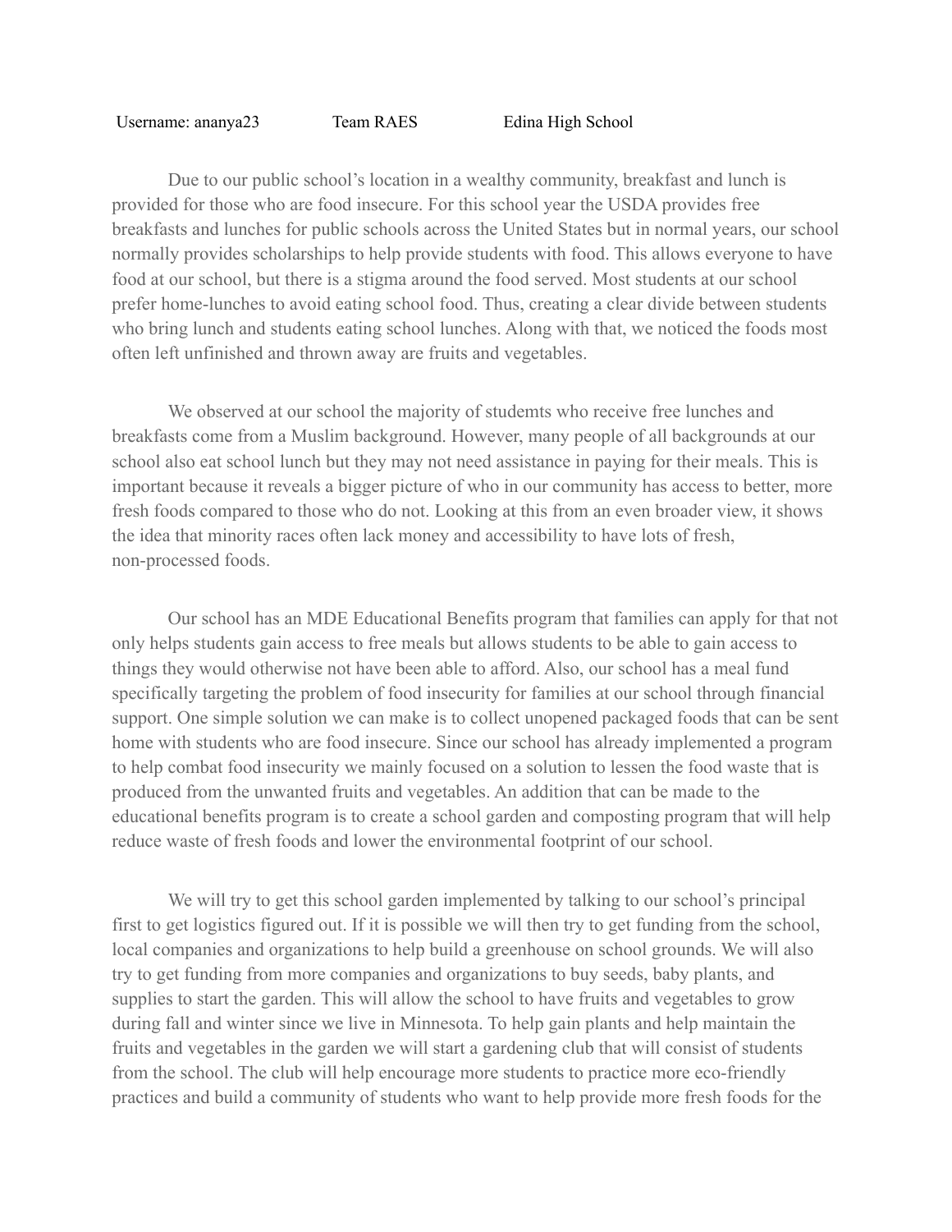Username: ananya23 Team RAES Edina High School

Due to our public school's location in a wealthy community, breakfast and lunch is provided for those who are food insecure. For this school year the USDA provides free breakfasts and lunches for public schools across the United States but in normal years, our school normally provides scholarships to help provide students with food. This allows everyone to have food at our school, but there is a stigma around the food served. Most students at our school prefer home-lunches to avoid eating school food. Thus, creating a clear divide between students who bring lunch and students eating school lunches. Along with that, we noticed the foods most often left unfinished and thrown away are fruits and vegetables.

We observed at our school the majority of studemts who receive free lunches and breakfasts come from a Muslim background. However, many people of all backgrounds at our school also eat school lunch but they may not need assistance in paying for their meals. This is important because it reveals a bigger picture of who in our community has access to better, more fresh foods compared to those who do not. Looking at this from an even broader view, it shows the idea that minority races often lack money and accessibility to have lots of fresh, non-processed foods.

Our school has an MDE Educational Benefits program that families can apply for that not only helps students gain access to free meals but allows students to be able to gain access to things they would otherwise not have been able to afford. Also, our school has a meal fund specifically targeting the problem of food insecurity for families at our school through financial support. One simple solution we can make is to collect unopened packaged foods that can be sent home with students who are food insecure. Since our school has already implemented a program to help combat food insecurity we mainly focused on a solution to lessen the food waste that is produced from the unwanted fruits and vegetables. An addition that can be made to the educational benefits program is to create a school garden and composting program that will help reduce waste of fresh foods and lower the environmental footprint of our school.

We will try to get this school garden implemented by talking to our school's principal first to get logistics figured out. If it is possible we will then try to get funding from the school, local companies and organizations to help build a greenhouse on school grounds. We will also try to get funding from more companies and organizations to buy seeds, baby plants, and supplies to start the garden. This will allow the school to have fruits and vegetables to grow during fall and winter since we live in Minnesota. To help gain plants and help maintain the fruits and vegetables in the garden we will start a gardening club that will consist of students from the school. The club will help encourage more students to practice more eco-friendly practices and build a community of students who want to help provide more fresh foods for the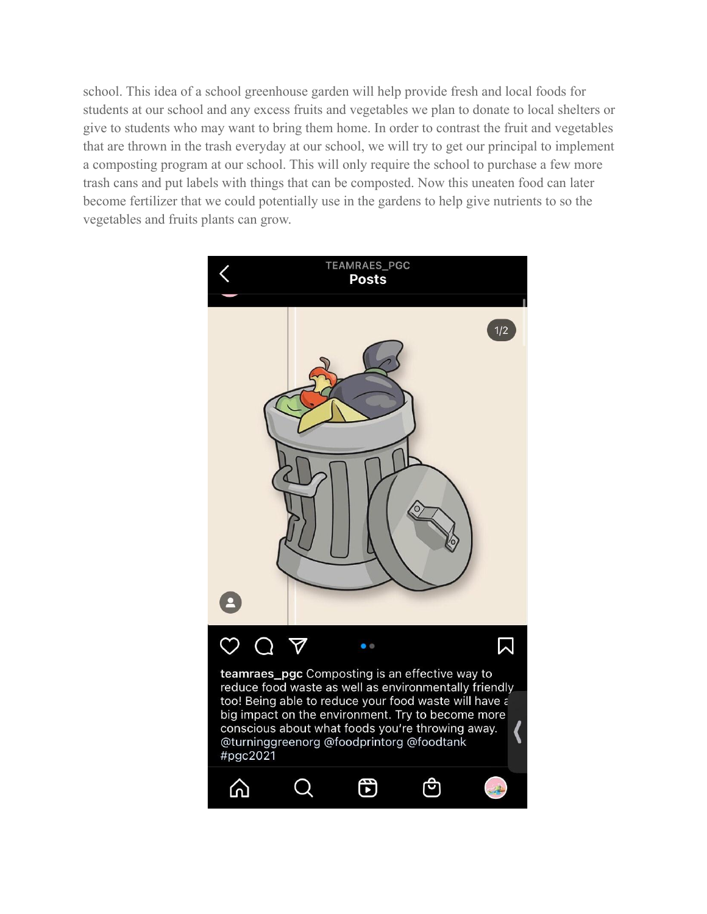school. This idea of a school greenhouse garden will help provide fresh and local foods for students at our school and any excess fruits and vegetables we plan to donate to local shelters or give to students who may want to bring them home. In order to contrast the fruit and vegetables that are thrown in the trash everyday at our school, we will try to get our principal to implement a composting program at our school. This will only require the school to purchase a few more trash cans and put labels with things that can be composted. Now this uneaten food can later become fertilizer that we could potentially use in the gardens to help give nutrients to so the vegetables and fruits plants can grow.

TEAMRAES_PGC
Posts

1/2

**teamraes_pgc** Composting is an effective way to reduce food waste as well as environmentally friendly too! Being able to reduce your food waste will have a big impact on the environment. Try to become more conscious about what foods you're throwing away. @turninggreenorg @foodprintorg @foodtank #pgc2021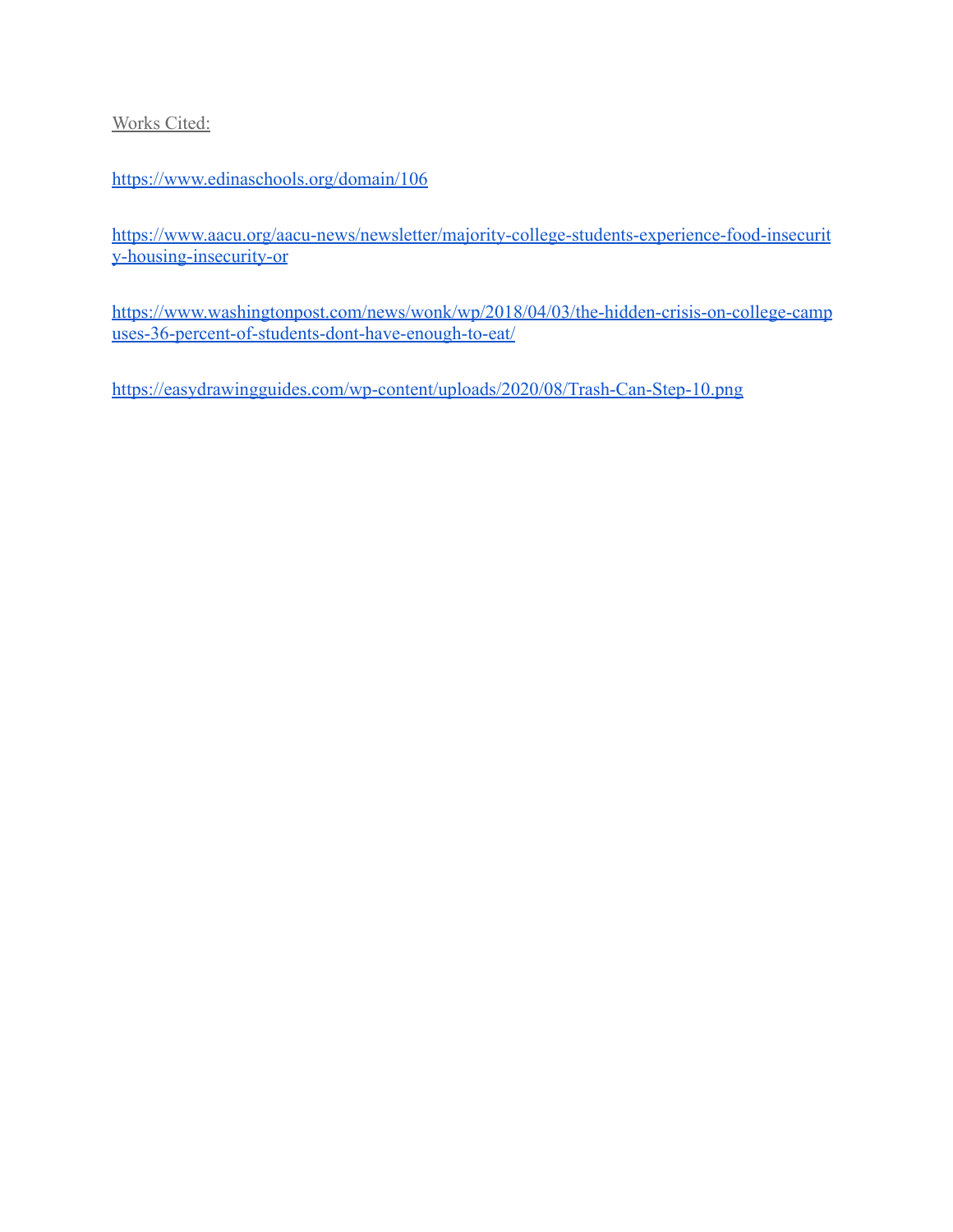Works Cited:

https://www.edinaschools.org/domain/106

https://www.aacu.org/aacu-news/newsletter/majority-college-students-experience-food-insecurity-housing-insecurity-or

https://www.washingtonpost.com/news/wonk/wp/2018/04/03/the-hidden-crisis-on-college-campuses-36-percent-of-students-dont-have-enough-to-eat/

https://easydrawingguides.com/wp-content/uploads/2020/08/Trash-Can-Step-10.png